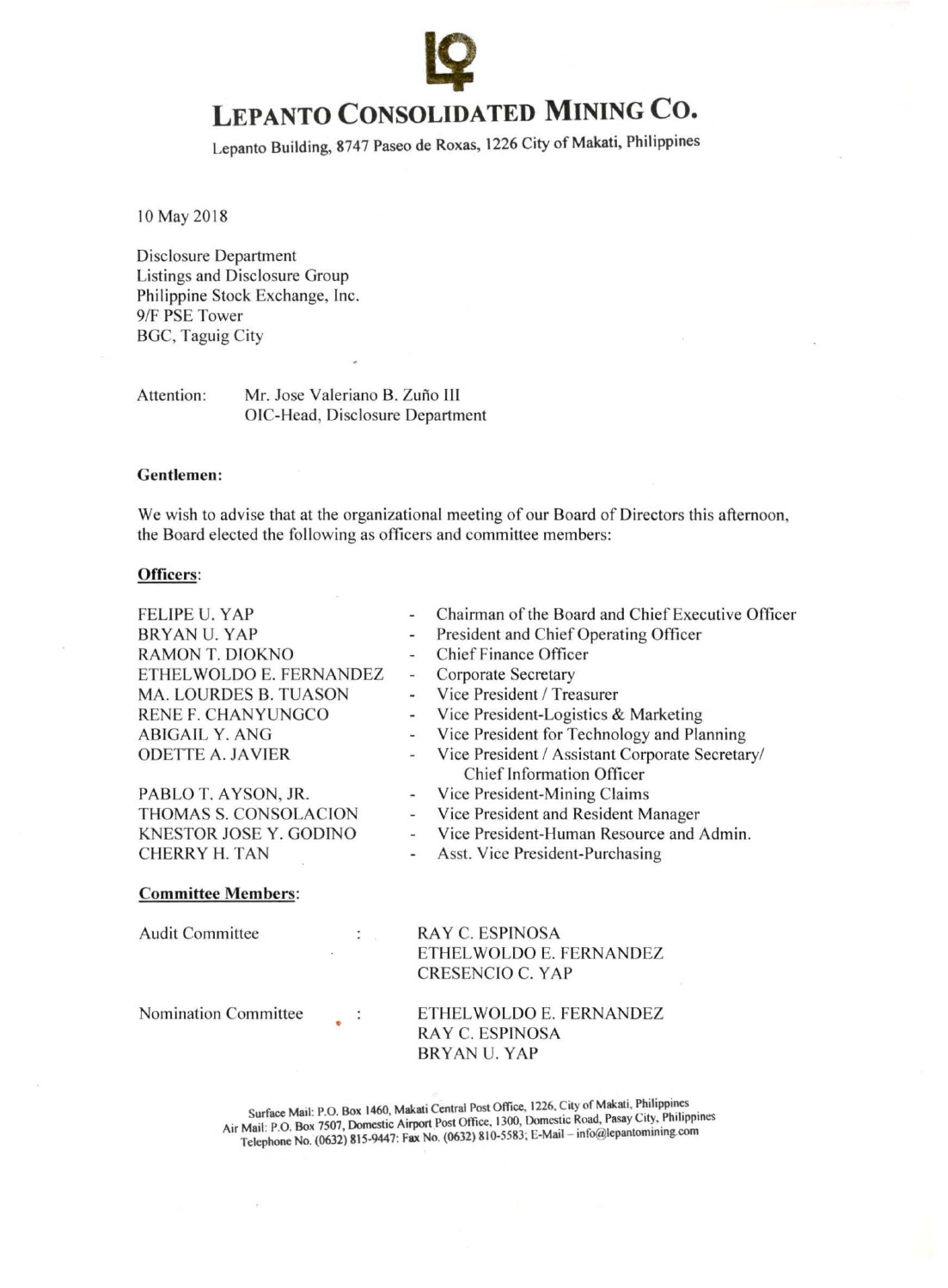# LEPANTO CONSOLIDATED MINING CO.

Lepanto Building, 8747 Paseo de Roxas, 1226 City of Makati, Philippines

10 May 2018

Disclosure Department
Listings and Disclosure Group
Philippine Stock Exchange, Inc.
9/F PSE Tower
BGC, Taguig City

Attention: Mr. Jose Valeriano B. Zuño III
OIC-Head, Disclosure Department

**Gentlemen:**

We wish to advise that at the organizational meeting of our Board of Directors this afternoon, the Board elected the following as officers and committee members:

**Officers**:

| | | |
|---|---|---|
| FELIPE U. YAP | - | Chairman of the Board and Chief Executive Officer |
| BRYAN U. YAP | - | President and Chief Operating Officer |
| RAMON T. DIOKNO | - | Chief Finance Officer |
| ETHELWOLDO E. FERNANDEZ | - | Corporate Secretary |
| MA. LOURDES B. TUASON | - | Vice President / Treasurer |
| RENE F. CHANYUNGCO | - | Vice President-Logistics & Marketing |
| ABIGAIL Y. ANG | - | Vice President for Technology and Planning |
| ODETTE A. JAVIER | - | Vice President / Assistant Corporate Secretary/ Chief Information Officer |
| PABLO T. AYSON, JR. | - | Vice President-Mining Claims |
| THOMAS S. CONSOLACION | - | Vice President and Resident Manager |
| KNESTOR JOSE Y. GODINO | - | Vice President-Human Resource and Admin. |
| CHERRY H. TAN | - | Asst. Vice President-Purchasing |

**Committee Members**:

| | | |
|---|---|---|
| Audit Committee | : | RAY C. ESPINOSA<br>ETHELWOLDO E. FERNANDEZ<br>CRESENCIO C. YAP |
| Nomination Committee | : | ETHELWOLDO E. FERNANDEZ<br>RAY C. ESPINOSA<br>BRYAN U. YAP |

Surface Mail: P.O. Box 1460, Makati Central Post Office, 1226, City of Makati, Philippines
Air Mail: P.O. Box 7507, Domestic Airport Post Office, 1300, Domestic Road, Pasay City, Philippines
Telephone No. (0632) 815-9447: Fax No. (0632) 810-5583; E-Mail – info@lepantomining.com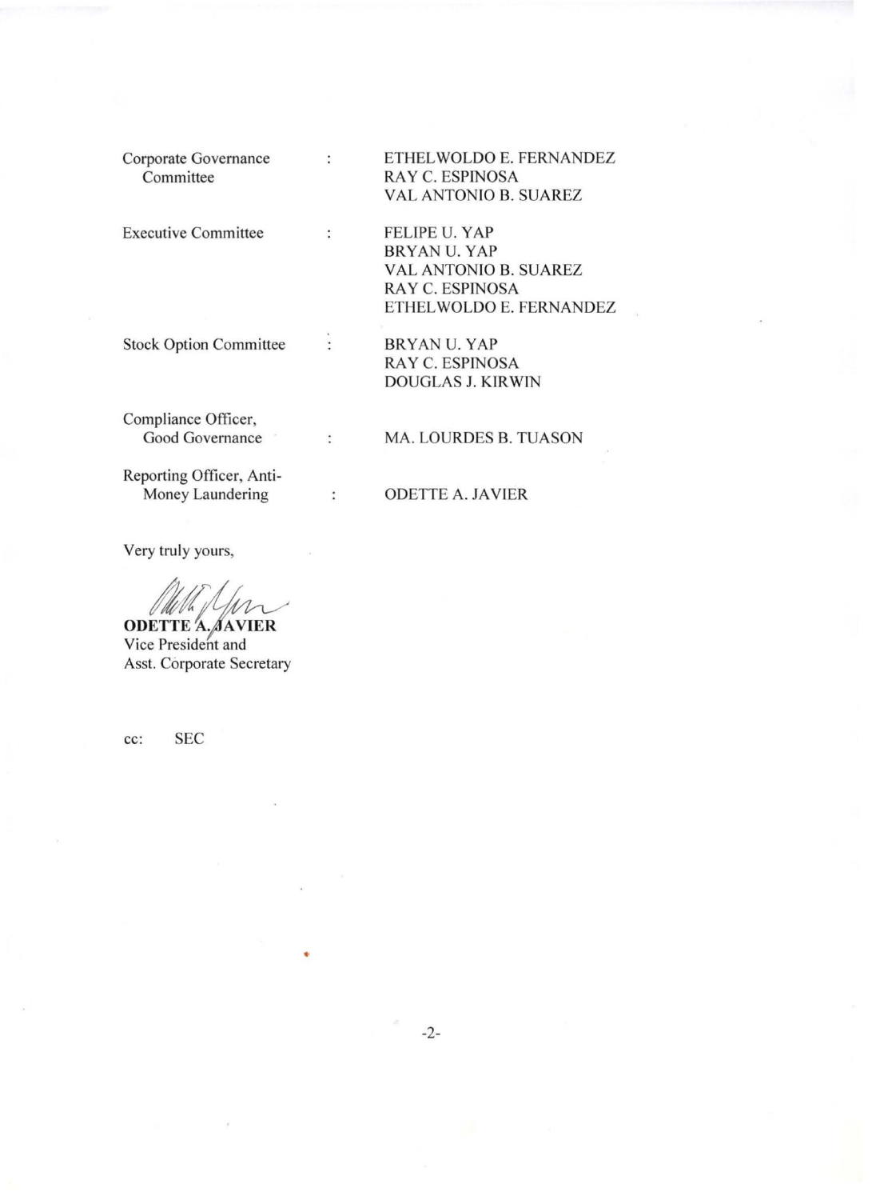| | | |
|---|---|---|
| Corporate Governance Committee | : | ETHELWOLDO E. FERNANDEZ<br>RAY C. ESPINOSA<br>VAL ANTONIO B. SUAREZ |
| Executive Committee | : | FELIPE U. YAP<br>BRYAN U. YAP<br>VAL ANTONIO B. SUAREZ<br>RAY C. ESPINOSA<br>ETHELWOLDO E. FERNANDEZ |
| Stock Option Committee | : | BRYAN U. YAP<br>RAY C. ESPINOSA<br>DOUGLAS J. KIRWIN |
| Compliance Officer, Good Governance | : | MA. LOURDES B. TUASON |
| Reporting Officer, Anti-Money Laundering | : | ODETTE A. JAVIER |

Very truly yours,

**ODETTE A. JAVIER**
Vice President and
Asst. Corporate Secretary

cc: SEC